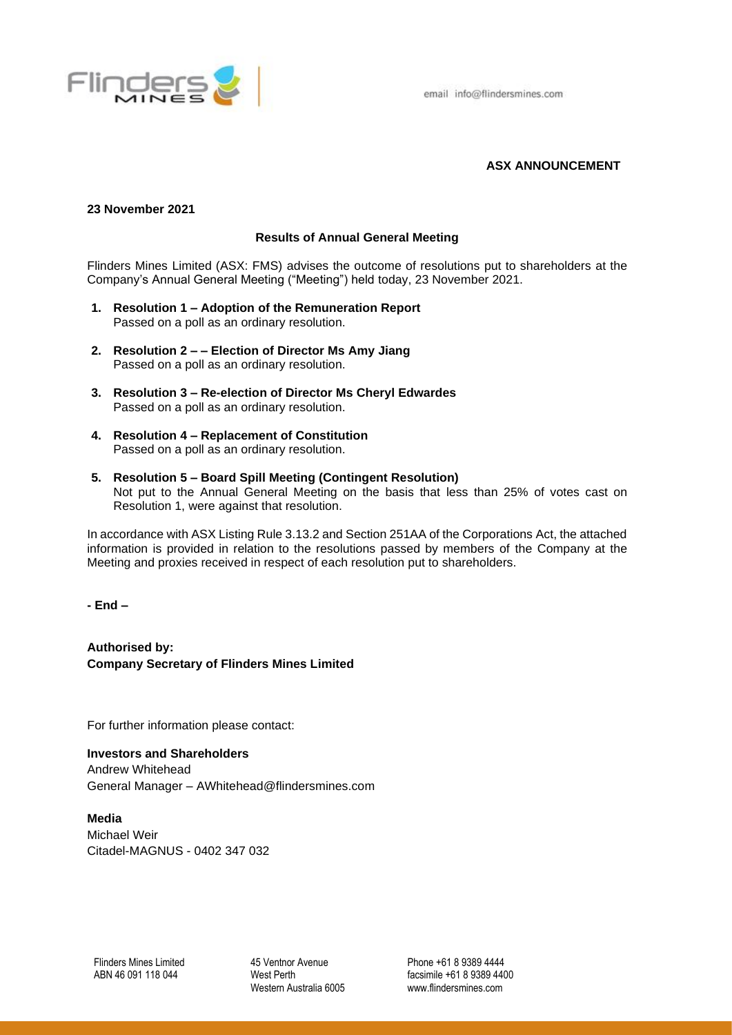email info@flindersmines.com

**ASX ANNOUNCEMENT**

**23 November 2021**

**Results of Annual General Meeting**

Flinders Mines Limited (ASX: FMS) advises the outcome of resolutions put to shareholders at the Company's Annual General Meeting ("Meeting") held today, 23 November 2021.

1. **Resolution 1 – Adoption of the Remuneration Report**
   Passed on a poll as an ordinary resolution.

2. **Resolution 2 – – Election of Director Ms Amy Jiang**
   Passed on a poll as an ordinary resolution.

3. **Resolution 3 – Re-election of Director Ms Cheryl Edwardes**
   Passed on a poll as an ordinary resolution.

4. **Resolution 4 – Replacement of Constitution**
   Passed on a poll as an ordinary resolution.

5. **Resolution 5 – Board Spill Meeting (Contingent Resolution)**
   Not put to the Annual General Meeting on the basis that less than 25% of votes cast on Resolution 1, were against that resolution.

In accordance with ASX Listing Rule 3.13.2 and Section 251AA of the Corporations Act, the attached information is provided in relation to the resolutions passed by members of the Company at the Meeting and proxies received in respect of each resolution put to shareholders.

**- End –**

**Authorised by:**
**Company Secretary of Flinders Mines Limited**

For further information please contact:

**Investors and Shareholders**
Andrew Whitehead
General Manager – AWhitehead@flindersmines.com

**Media**
Michael Weir
Citadel-MAGNUS - 0402 347 032

Flinders Mines Limited
ABN 46 091 118 044

45 Ventnor Avenue
West Perth
Western Australia 6005

Phone +61 8 9389 4444
facsimile +61 8 9389 4400
www.flindersmines.com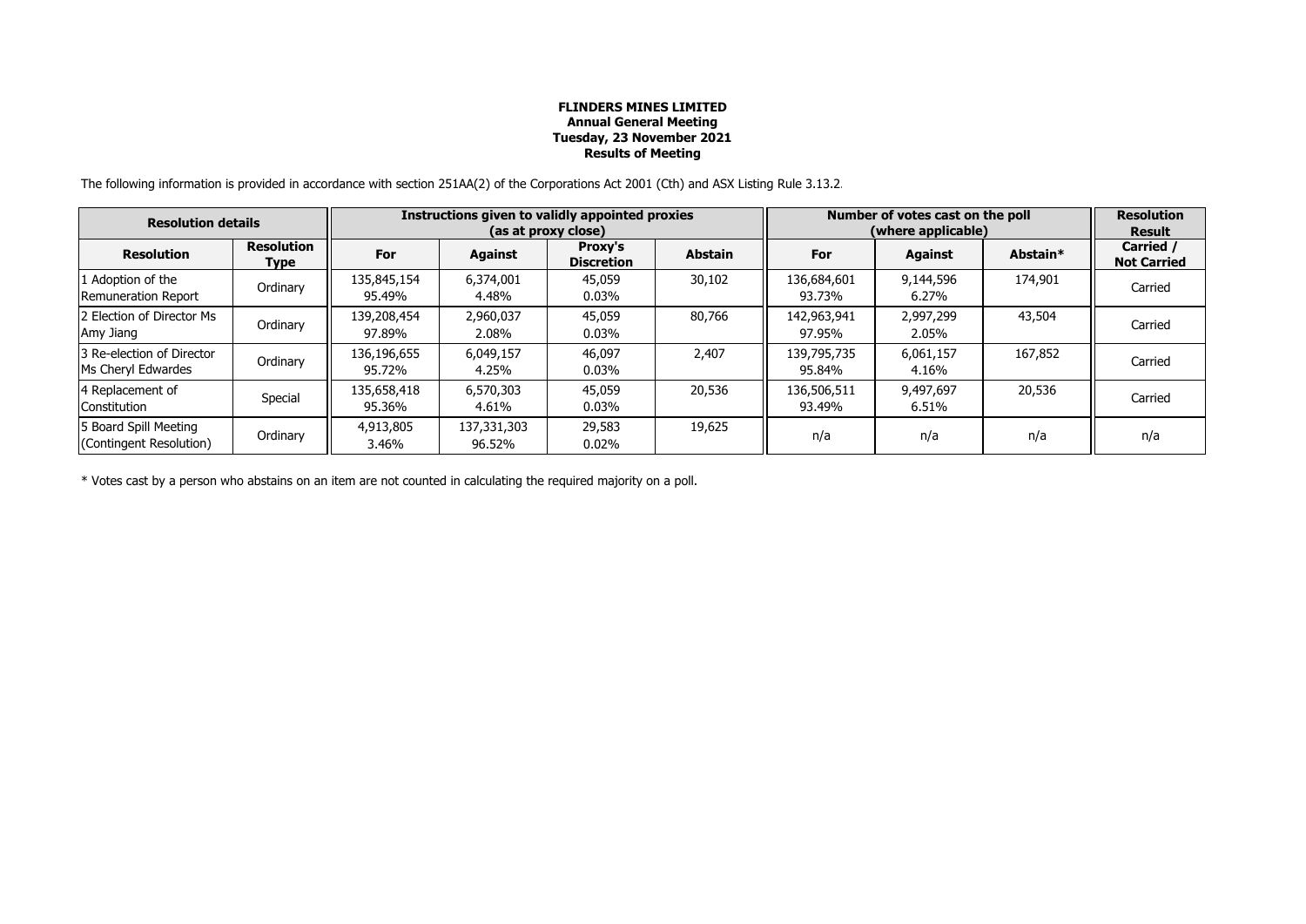**FLINDERS MINES LIMITED**
**Annual General Meeting**
**Tuesday, 23 November 2021**
**Results of Meeting**

The following information is provided in accordance with section 251AA(2) of the Corporations Act 2001 (Cth) and ASX Listing Rule 3.13.2.

| Resolution details | | Instructions given to validly appointed proxies (as at proxy close) | | | | Number of votes cast on the poll (where applicable) | | | Resolution Result |
|---|---|---|---|---|---|---|---|---|---|
| **Resolution** | **Resolution Type** | **For** | **Against** | **Proxy's Discretion** | **Abstain** | **For** | **Against** | **Abstain*** | **Carried / Not Carried** |
| 1 Adoption of the Remuneration Report | Ordinary | 135,845,154 95.49% | 6,374,001 4.48% | 45,059 0.03% | 30,102 | 136,684,601 93.73% | 9,144,596 6.27% | 174,901 | Carried |
| 2 Election of Director Ms Amy Jiang | Ordinary | 139,208,454 97.89% | 2,960,037 2.08% | 45,059 0.03% | 80,766 | 142,963,941 97.95% | 2,997,299 2.05% | 43,504 | Carried |
| 3 Re-election of Director Ms Cheryl Edwardes | Ordinary | 136,196,655 95.72% | 6,049,157 4.25% | 46,097 0.03% | 2,407 | 139,795,735 95.84% | 6,061,157 4.16% | 167,852 | Carried |
| 4 Replacement of Constitution | Special | 135,658,418 95.36% | 6,570,303 4.61% | 45,059 0.03% | 20,536 | 136,506,511 93.49% | 9,497,697 6.51% | 20,536 | Carried |
| 5 Board Spill Meeting (Contingent Resolution) | Ordinary | 4,913,805 3.46% | 137,331,303 96.52% | 29,583 0.02% | 19,625 | n/a | n/a | n/a | n/a |

* Votes cast by a person who abstains on an item are not counted in calculating the required majority on a poll.